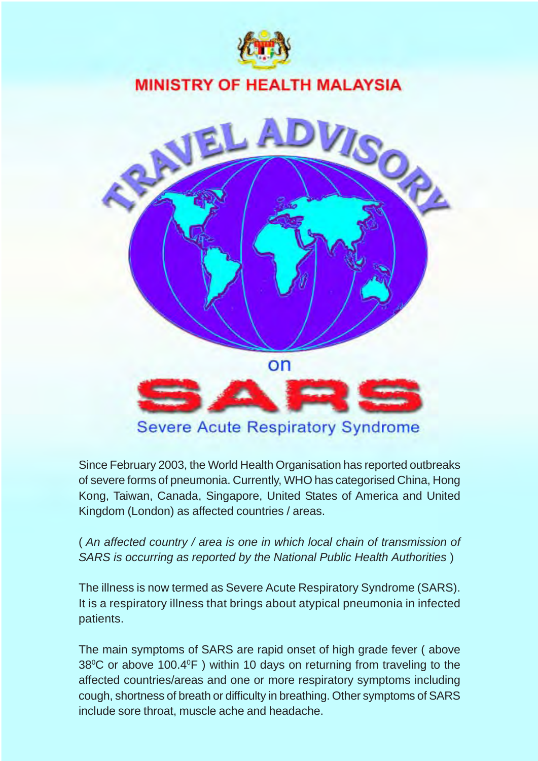MINISTRY OF HEALTH MALAYSIA

# TRAVEL ADVISORY on SARS

## Severe Acute Respiratory Syndrome

Since February 2003, the World Health Organisation has reported outbreaks of severe forms of pneumonia. Currently, WHO has categorised China, Hong Kong, Taiwan, Canada, Singapore, United States of America and United Kingdom (London) as affected countries / areas.

( *An affected country / area is one in which local chain of transmission of SARS is occurring as reported by the National Public Health Authorities* )

The illness is now termed as Severe Acute Respiratory Syndrome (SARS). It is a respiratory illness that brings about atypical pneumonia in infected patients.

The main symptoms of SARS are rapid onset of high grade fever ( above $38^0$C or above $100.4^0$F ) within 10 days on returning from traveling to the affected countries/areas and one or more respiratory symptoms including cough, shortness of breath or difficulty in breathing. Other symptoms of SARS include sore throat, muscle ache and headache.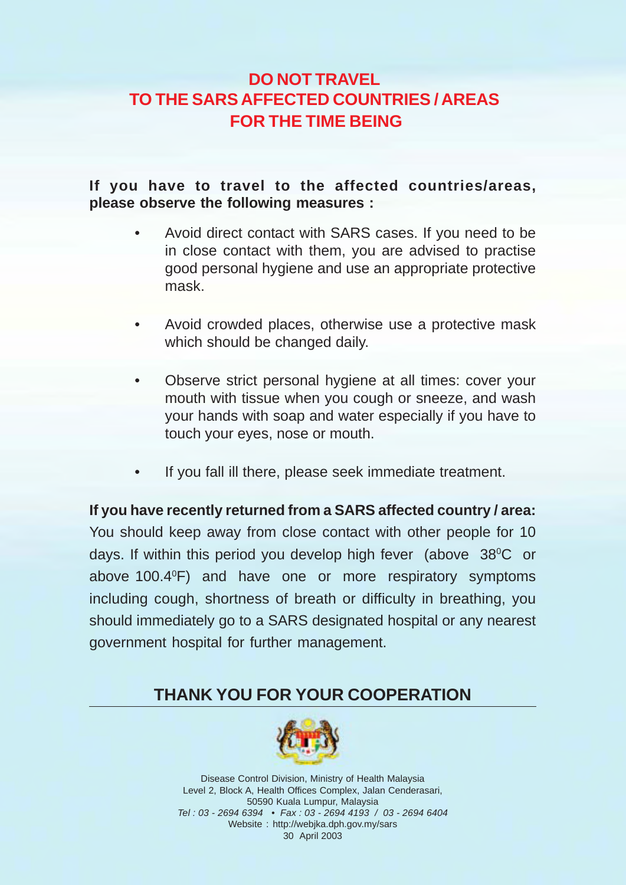# DO NOT TRAVEL TO THE SARS AFFECTED COUNTRIES / AREAS FOR THE TIME BEING

**If you have to travel to the affected countries/areas, please observe the following measures :**

- Avoid direct contact with SARS cases. If you need to be in close contact with them, you are advised to practise good personal hygiene and use an appropriate protective mask.
- Avoid crowded places, otherwise use a protective mask which should be changed daily.
- Observe strict personal hygiene at all times: cover your mouth with tissue when you cough or sneeze, and wash your hands with soap and water especially if you have to touch your eyes, nose or mouth.
- If you fall ill there, please seek immediate treatment.

**If you have recently returned from a SARS affected country / area:**
You should keep away from close contact with other people for 10 days. If within this period you develop high fever (above $38^0$C or above $100.4^0$F) and have one or more respiratory symptoms including cough, shortness of breath or difficulty in breathing, you should immediately go to a SARS designated hospital or any nearest government hospital for further management.

## THANK YOU FOR YOUR COOPERATION

Disease Control Division, Ministry of Health Malaysia
Level 2, Block A, Health Offices Complex, Jalan Cenderasari,
50590 Kuala Lumpur, Malaysia
*Tel : 03 - 2694 6394 • Fax : 03 - 2694 4193 / 03 - 2694 6404*
Website : http://webjka.dph.gov.my/sars
30 April 2003